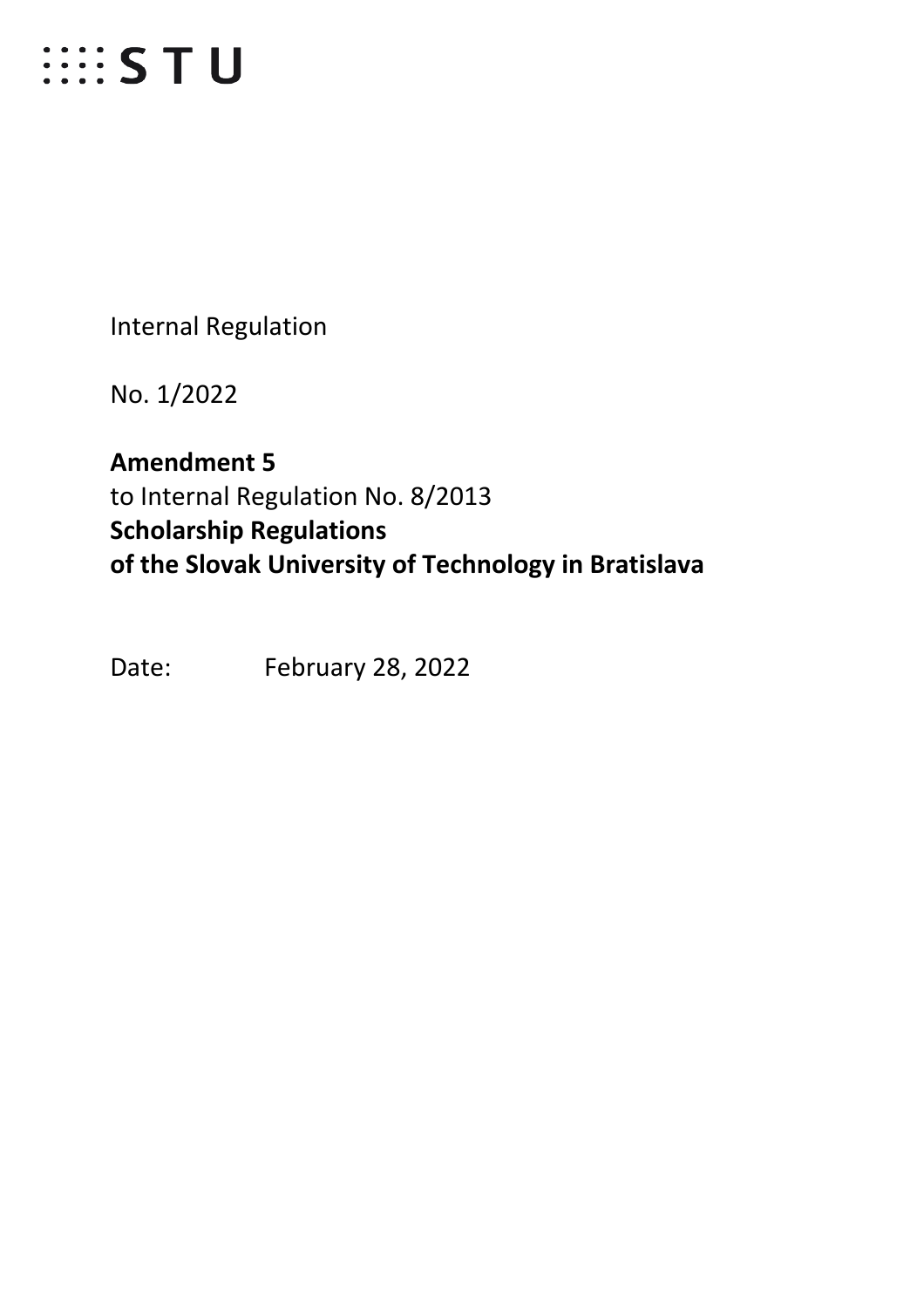STU

Internal Regulation

No. 1/2022

**Amendment 5**
to Internal Regulation No. 8/2013
**Scholarship Regulations**
**of the Slovak University of Technology in Bratislava**

Date: February 28, 2022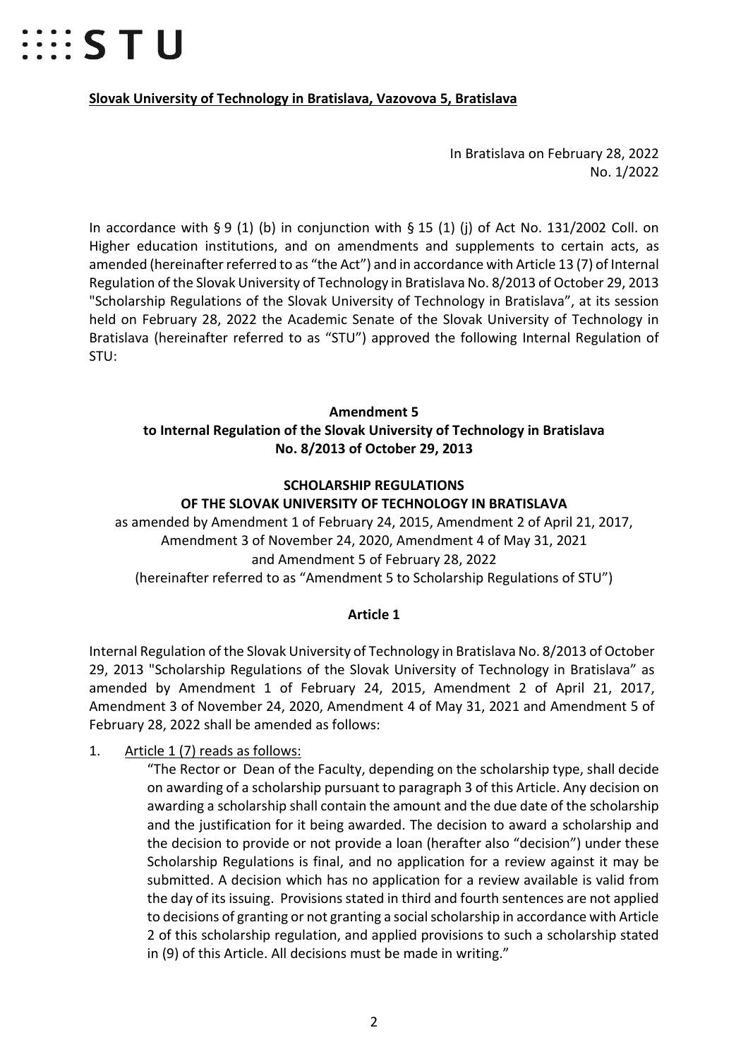**Slovak University of Technology in Bratislava, Vazovova 5, Bratislava**

In Bratislava on February 28, 2022
No. 1/2022

In accordance with § 9 (1) (b) in conjunction with § 15 (1) (j) of Act No. 131/2002 Coll. on Higher education institutions, and on amendments and supplements to certain acts, as amended (hereinafter referred to as "the Act") and in accordance with Article 13 (7) of Internal Regulation of the Slovak University of Technology in Bratislava No. 8/2013 of October 29, 2013 "Scholarship Regulations of the Slovak University of Technology in Bratislava", at its session held on February 28, 2022 the Academic Senate of the Slovak University of Technology in Bratislava (hereinafter referred to as "STU") approved the following Internal Regulation of STU:

**Amendment 5**
**to Internal Regulation of the Slovak University of Technology in Bratislava No. 8/2013 of October 29, 2013**

**SCHOLARSHIP REGULATIONS**
**OF THE SLOVAK UNIVERSITY OF TECHNOLOGY IN BRATISLAVA**

as amended by Amendment 1 of February 24, 2015, Amendment 2 of April 21, 2017, Amendment 3 of November 24, 2020, Amendment 4 of May 31, 2021 and Amendment 5 of February 28, 2022
(hereinafter referred to as "Amendment 5 to Scholarship Regulations of STU")

**Article 1**

Internal Regulation of the Slovak University of Technology in Bratislava No. 8/2013 of October 29, 2013 "Scholarship Regulations of the Slovak University of Technology in Bratislava" as amended by Amendment 1 of February 24, 2015, Amendment 2 of April 21, 2017, Amendment 3 of November 24, 2020, Amendment 4 of May 31, 2021 and Amendment 5 of February 28, 2022 shall be amended as follows:

1. Article 1 (7) reads as follows:

   "The Rector or Dean of the Faculty, depending on the scholarship type, shall decide on awarding of a scholarship pursuant to paragraph 3 of this Article. Any decision on awarding a scholarship shall contain the amount and the due date of the scholarship and the justification for it being awarded. The decision to award a scholarship and the decision to provide or not provide a loan (herafter also "decision") under these Scholarship Regulations is final, and no application for a review against it may be submitted. A decision which has no application for a review available is valid from the day of its issuing. Provisions stated in third and fourth sentences are not applied to decisions of granting or not granting a social scholarship in accordance with Article 2 of this scholarship regulation, and applied provisions to such a scholarship stated in (9) of this Article. All decisions must be made in writing."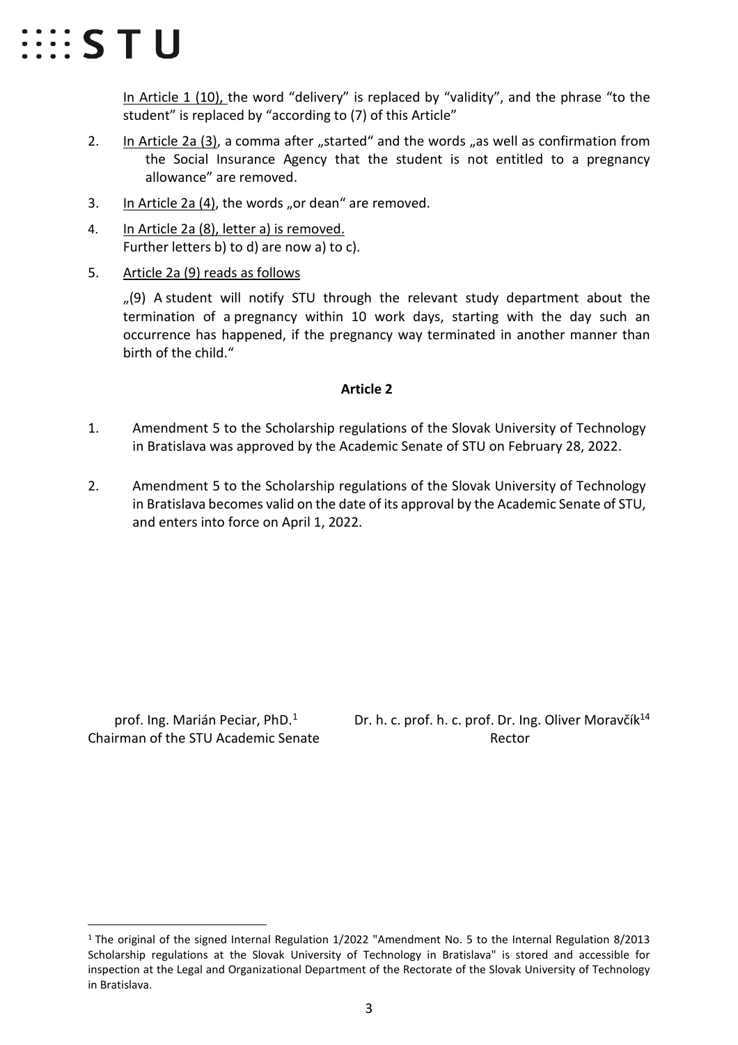In Article 1 (10), the word "delivery" is replaced by "validity", and the phrase "to the student" is replaced by "according to (7) of this Article"

2. In Article 2a (3), a comma after „started" and the words „as well as confirmation from the Social Insurance Agency that the student is not entitled to a pregnancy allowance" are removed.
3. In Article 2a (4), the words „or dean" are removed.
4. In Article 2a (8), letter a) is removed.
   Further letters b) to d) are now a) to c).
5. Article 2a (9) reads as follows

   „(9) A student will notify STU through the relevant study department about the termination of a pregnancy within 10 work days, starting with the day such an occurrence has happened, if the pregnancy way terminated in another manner than birth of the child."

**Article 2**

1. Amendment 5 to the Scholarship regulations of the Slovak University of Technology in Bratislava was approved by the Academic Senate of STU on February 28, 2022.
2. Amendment 5 to the Scholarship regulations of the Slovak University of Technology in Bratislava becomes valid on the date of its approval by the Academic Senate of STU, and enters into force on April 1, 2022.

prof. Ing. Marián Peciar, PhD.[1]
Chairman of the STU Academic Senate

Dr. h. c. prof. h. c. prof. Dr. Ing. Oliver Moravčík[14]
Rector

[1] The original of the signed Internal Regulation 1/2022 "Amendment No. 5 to the Internal Regulation 8/2013 Scholarship regulations at the Slovak University of Technology in Bratislava" is stored and accessible for inspection at the Legal and Organizational Department of the Rectorate of the Slovak University of Technology in Bratislava.